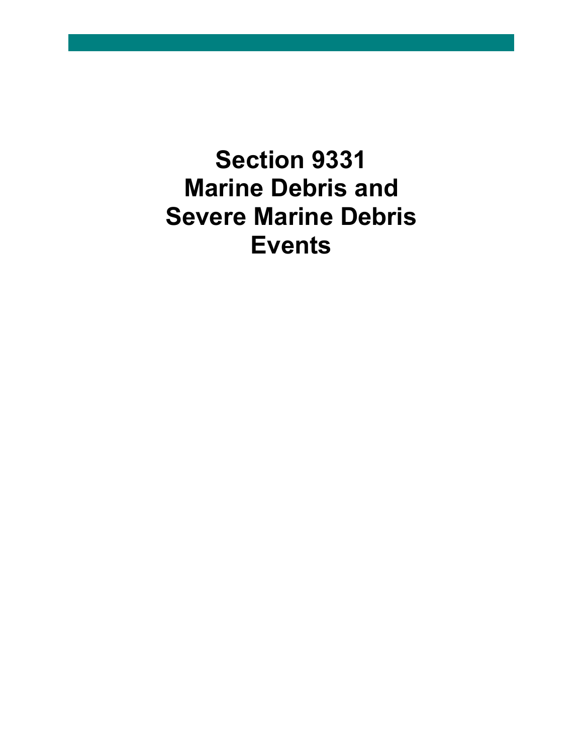# Section 9331
# Marine Debris and Severe Marine Debris Events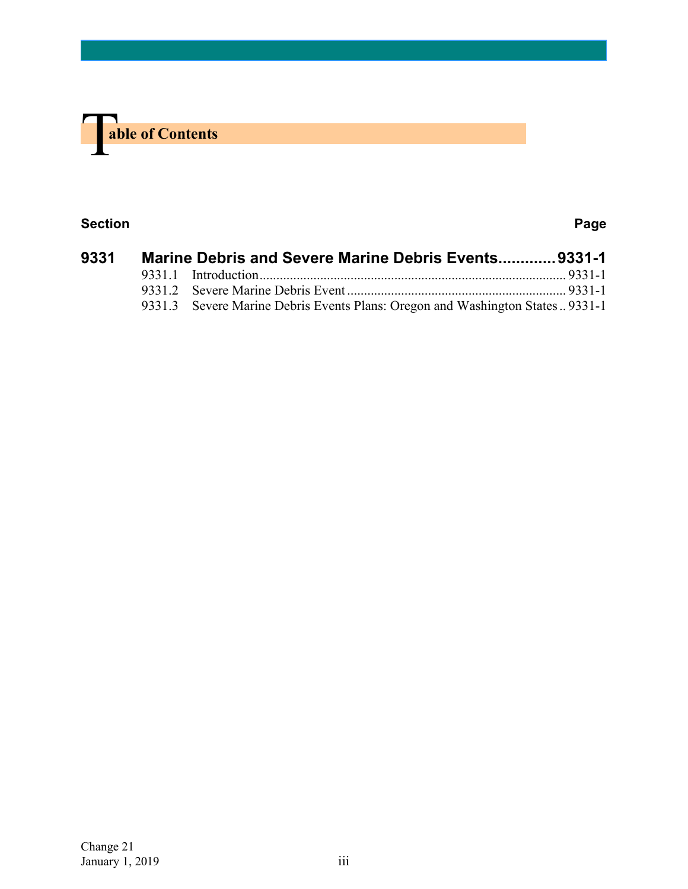# Table of Contents

| Section | | Page |
|---|---|---|
| **9331** | **Marine Debris and Severe Marine Debris Events** | **9331-1** |
| 9331.1 | Introduction | 9331-1 |
| 9331.2 | Severe Marine Debris Event | 9331-1 |
| 9331.3 | Severe Marine Debris Events Plans: Oregon and Washington States | 9331-1 |

Change 21
January 1, 2019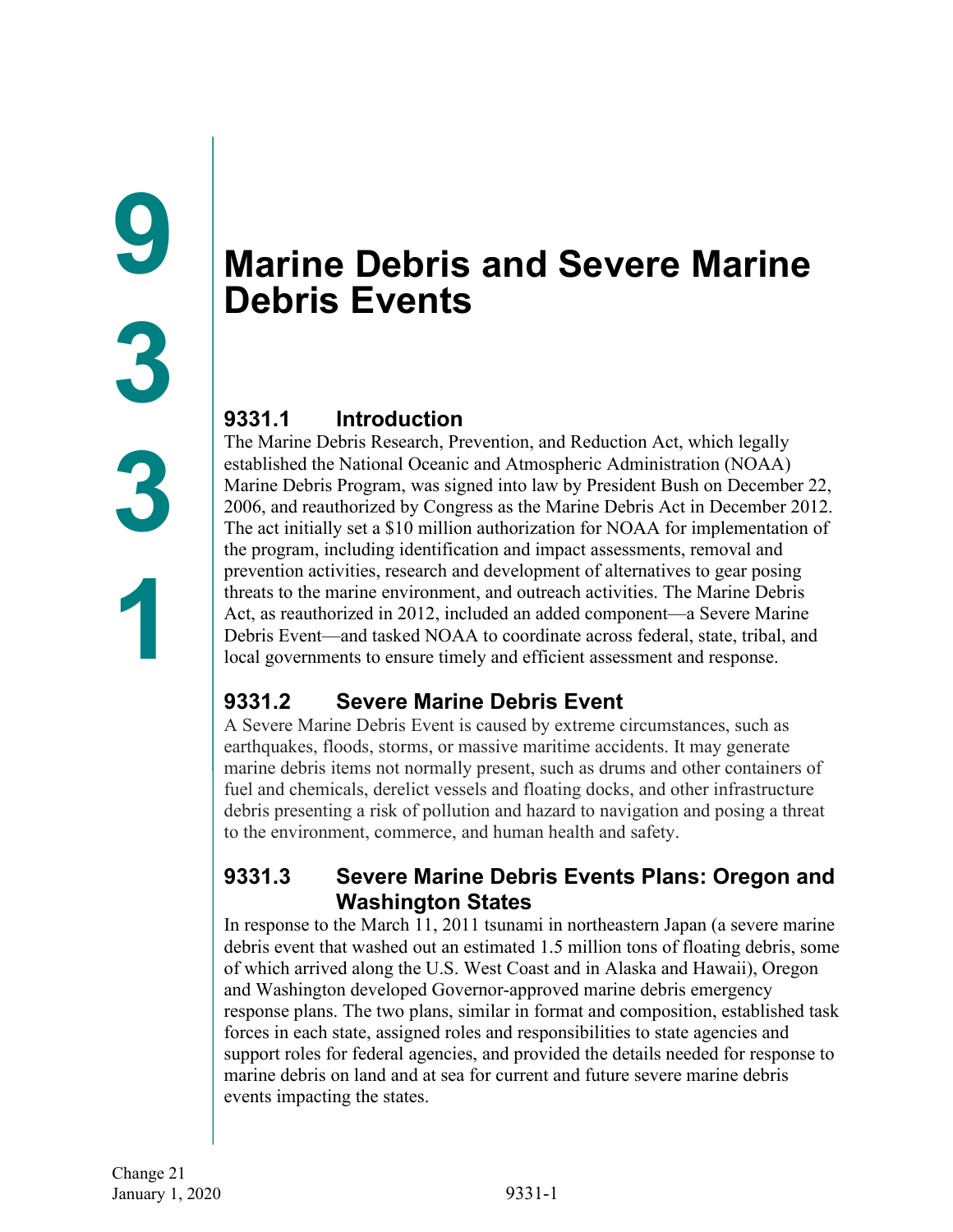# 9331 Marine Debris and Severe Marine Debris Events

## 9331.1 Introduction

The Marine Debris Research, Prevention, and Reduction Act, which legally established the National Oceanic and Atmospheric Administration (NOAA) Marine Debris Program, was signed into law by President Bush on December 22, 2006, and reauthorized by Congress as the Marine Debris Act in December 2012. The act initially set a $10 million authorization for NOAA for implementation of the program, including identification and impact assessments, removal and prevention activities, research and development of alternatives to gear posing threats to the marine environment, and outreach activities. The Marine Debris Act, as reauthorized in 2012, included an added component—a Severe Marine Debris Event—and tasked NOAA to coordinate across federal, state, tribal, and local governments to ensure timely and efficient assessment and response.

## 9331.2 Severe Marine Debris Event

A Severe Marine Debris Event is caused by extreme circumstances, such as earthquakes, floods, storms, or massive maritime accidents. It may generate marine debris items not normally present, such as drums and other containers of fuel and chemicals, derelict vessels and floating docks, and other infrastructure debris presenting a risk of pollution and hazard to navigation and posing a threat to the environment, commerce, and human health and safety.

## 9331.3 Severe Marine Debris Events Plans: Oregon and Washington States

In response to the March 11, 2011 tsunami in northeastern Japan (a severe marine debris event that washed out an estimated 1.5 million tons of floating debris, some of which arrived along the U.S. West Coast and in Alaska and Hawaii), Oregon and Washington developed Governor-approved marine debris emergency response plans. The two plans, similar in format and composition, established task forces in each state, assigned roles and responsibilities to state agencies and support roles for federal agencies, and provided the details needed for response to marine debris on land and at sea for current and future severe marine debris events impacting the states.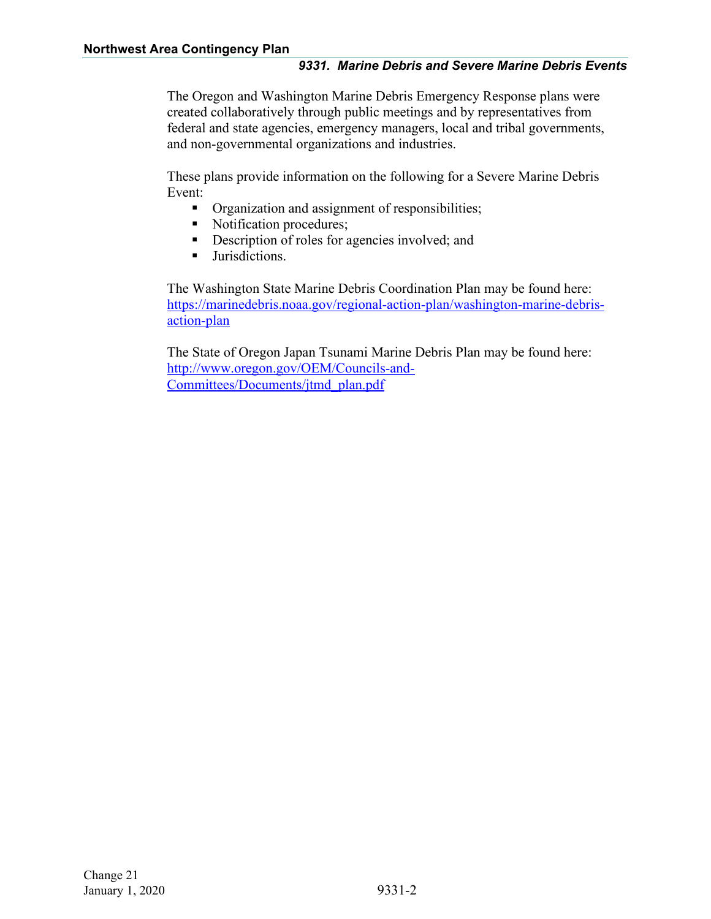The Oregon and Washington Marine Debris Emergency Response plans were created collaboratively through public meetings and by representatives from federal and state agencies, emergency managers, local and tribal governments, and non-governmental organizations and industries.

These plans provide information on the following for a Severe Marine Debris Event:

- Organization and assignment of responsibilities;
- Notification procedures;
- Description of roles for agencies involved; and
- Jurisdictions.

The Washington State Marine Debris Coordination Plan may be found here: [https://marinedebris.noaa.gov/regional-action-plan/washington-marine-debris-action-plan](https://marinedebris.noaa.gov/regional-action-plan/washington-marine-debris-action-plan)

The State of Oregon Japan Tsunami Marine Debris Plan may be found here: [http://www.oregon.gov/OEM/Councils-and-Committees/Documents/jtmd_plan.pdf](http://www.oregon.gov/OEM/Councils-and-Committees/Documents/jtmd_plan.pdf)